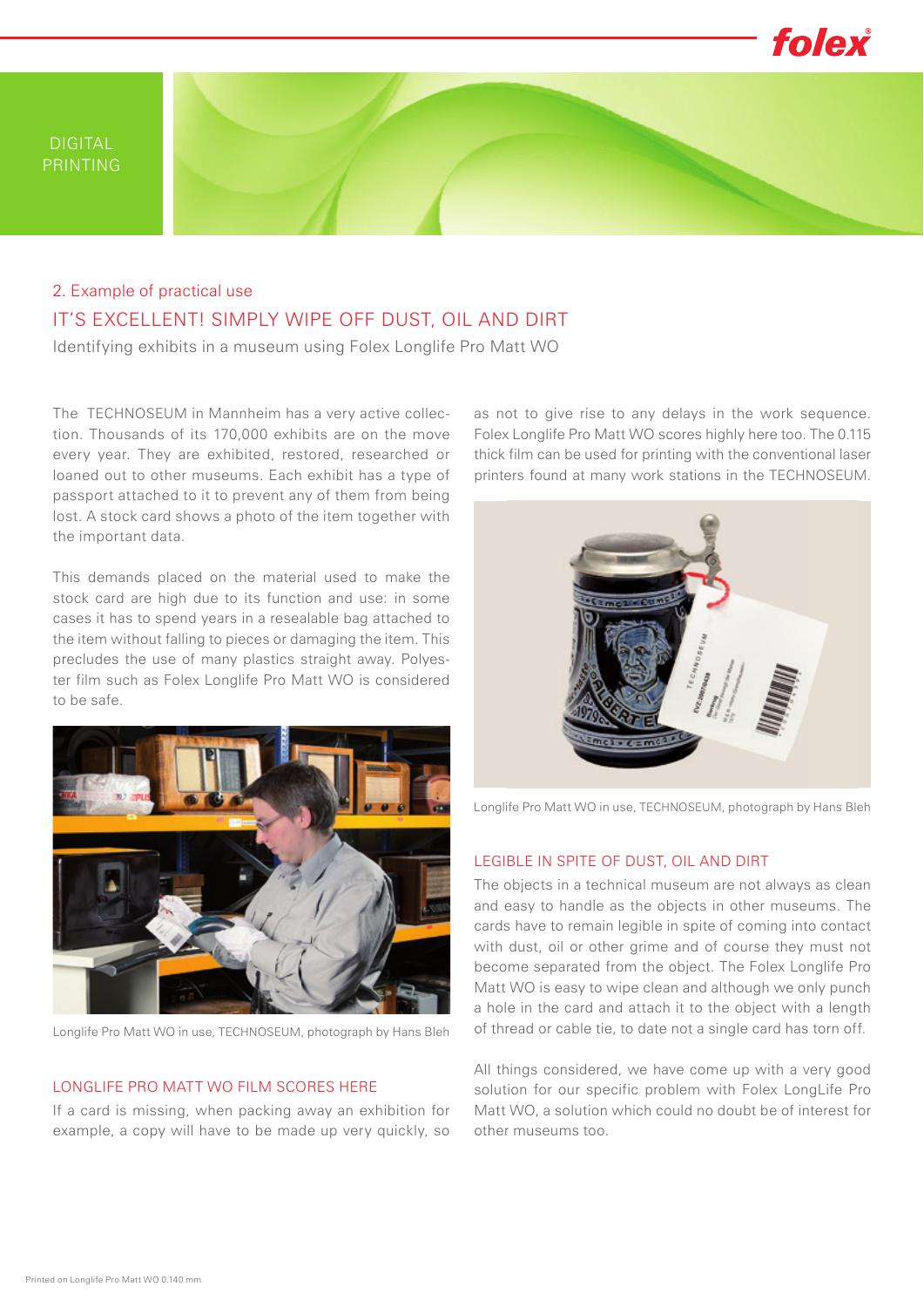DIGITAL PRINTING

## 2. Example of practical use

# IT'S EXCELLENT! SIMPLY WIPE OFF DUST, OIL AND DIRT

Identifying exhibits in a museum using Folex Longlife Pro Matt WO

The TECHNOSEUM in Mannheim has a very active collection. Thousands of its 170,000 exhibits are on the move every year. They are exhibited, restored, researched or loaned out to other museums. Each exhibit has a type of passport attached to it to prevent any of them from being lost. A stock card shows a photo of the item together with the important data.

This demands placed on the material used to make the stock card are high due to its function and use: in some cases it has to spend years in a resealable bag attached to the item without falling to pieces or damaging the item. This precludes the use of many plastics straight away. Polyester film such as Folex Longlife Pro Matt WO is considered to be safe.

Longlife Pro Matt WO in use, TECHNOSEUM, photograph by Hans Bleh

### LONGLIFE PRO MATT WO FILM SCORES HERE

If a card is missing, when packing away an exhibition for example, a copy will have to be made up very quickly, so as not to give rise to any delays in the work sequence. Folex Longlife Pro Matt WO scores highly here too. The 0.115 thick film can be used for printing with the conventional laser printers found at many work stations in the TECHNOSEUM.

Longlife Pro Matt WO in use, TECHNOSEUM, photograph by Hans Bleh

### LEGIBLE IN SPITE OF DUST, OIL AND DIRT

The objects in a technical museum are not always as clean and easy to handle as the objects in other museums. The cards have to remain legible in spite of coming into contact with dust, oil or other grime and of course they must not become separated from the object. The Folex Longlife Pro Matt WO is easy to wipe clean and although we only punch a hole in the card and attach it to the object with a length of thread or cable tie, to date not a single card has torn off.

All things considered, we have come up with a very good solution for our specific problem with Folex LongLife Pro Matt WO, a solution which could no doubt be of interest for other museums too.

Printed on Longlife Pro Matt WO 0.140 mm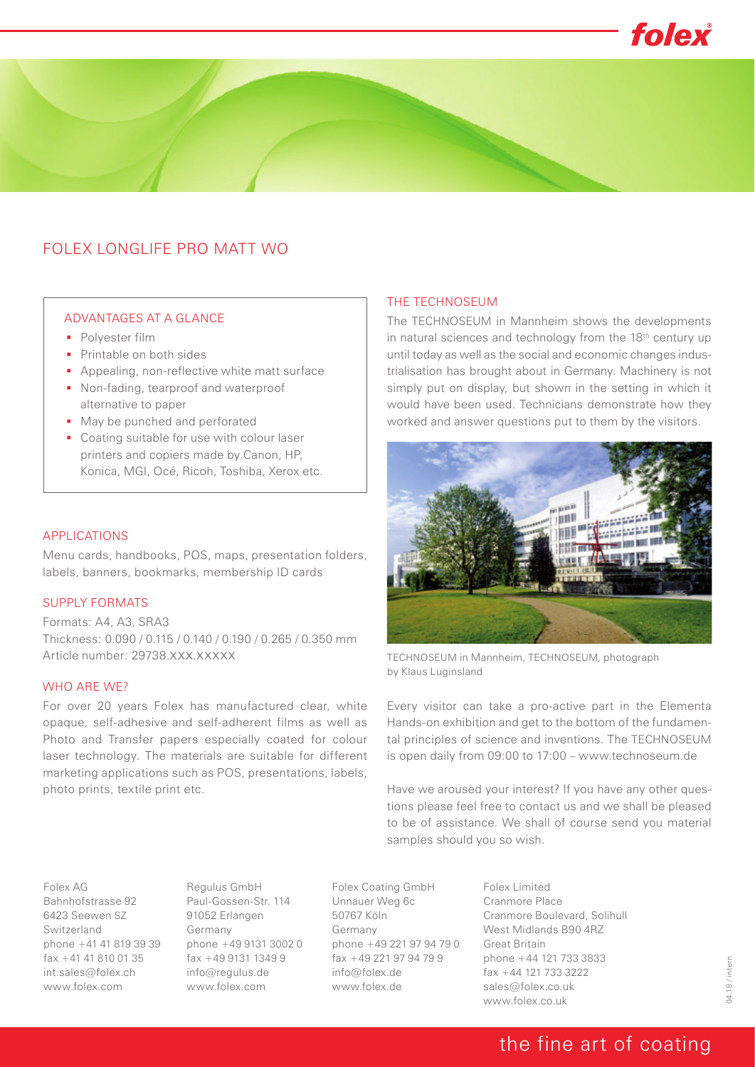# FOLEX LONGLIFE PRO MATT WO

## ADVANTAGES AT A GLANCE

- Polyester film
- Printable on both sides
- Appealing, non-reflective white matt surface
- Non-fading, tearproof and waterproof alternative to paper
- May be punched and perforated
- Coating suitable for use with colour laser printers and copiers made by Canon, HP, Konica, MGI, Océ, Ricoh, Toshiba, Xerox etc.

## APPLICATIONS

Menu cards, handbooks, POS, maps, presentation folders, labels, banners, bookmarks, membership ID cards

## SUPPLY FORMATS

Formats: A4, A3, SRA3
Thickness: 0.090 / 0.115 / 0.140 / 0.190 / 0.265 / 0.350 mm
Article number: 29738.XXX.XXXXX

## WHO ARE WE?

For over 20 years Folex has manufactured clear, white opaque, self-adhesive and self-adherent films as well as Photo and Transfer papers especially coated for colour laser technology. The materials are suitable for different marketing applications such as POS, presentations, labels, photo prints, textile print etc.

## THE TECHNOSEUM

The TECHNOSEUM in Mannheim shows the developments in natural sciences and technology from the 18th century up until today as well as the social and economic changes industrialisation has brought about in Germany. Machinery is not simply put on display, but shown in the setting in which it would have been used. Technicians demonstrate how they worked and answer questions put to them by the visitors.

TECHNOSEUM in Mannheim, TECHNOSEUM, photograph by Klaus Luginsland

Every visitor can take a pro-active part in the Elementa Hands-on exhibition and get to the bottom of the fundamental principles of science and inventions. The TECHNOSEUM is open daily from 09:00 to 17:00 – www.technoseum.de

Have we aroused your interest? If you have any other questions please feel free to contact us and we shall be pleased to be of assistance. We shall of course send you material samples should you so wish.

Folex AG
Bahnhofstrasse 92
6423 Seewen SZ
Switzerland
phone +41 41 819 39 39
fax +41 41 810 01 35
int.sales@folex.ch
www.folex.com

Regulus GmbH
Paul-Gossen-Str. 114
91052 Erlangen
Germany
phone +49 9131 3002 0
fax +49 9131 1349 9
info@regulus.de
www.folex.com

Folex Coating GmbH
Unnauer Weg 6c
50767 Köln
Germany
phone +49 221 97 94 79 0
fax +49 221 97 94 79 9
info@folex.de
www.folex.de

Folex Limited
Cranmore Place
Cranmore Boulevard, Solihull
West Midlands B90 4RZ
Great Britain
phone +44 121 733 3833
fax +44 121 733 3222
sales@folex.co.uk
www.folex.co.uk

04.18 / intern

the fine art of coating